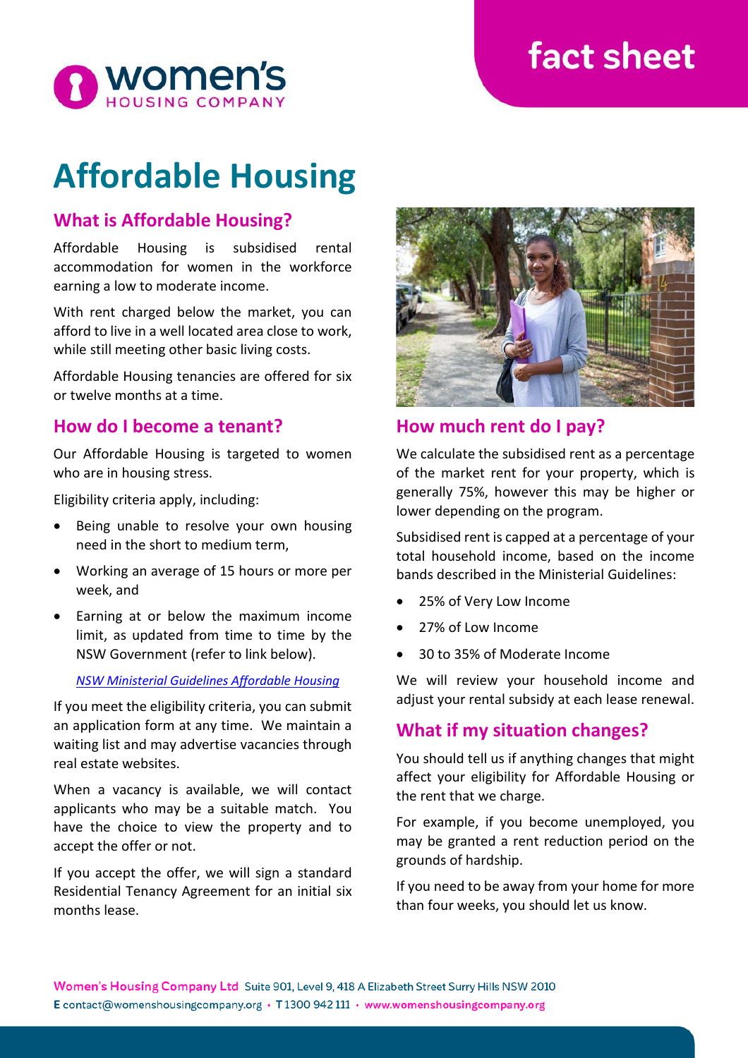women's HOUSING COMPANY

fact sheet

# Affordable Housing

## What is Affordable Housing?

Affordable Housing is subsidised rental accommodation for women in the workforce earning a low to moderate income.

With rent charged below the market, you can afford to live in a well located area close to work, while still meeting other basic living costs.

Affordable Housing tenancies are offered for six or twelve months at a time.

## How do I become a tenant?

Our Affordable Housing is targeted to women who are in housing stress.

Eligibility criteria apply, including:

- Being unable to resolve your own housing need in the short to medium term,
- Working an average of 15 hours or more per week, and
- Earning at or below the maximum income limit, as updated from time to time by the NSW Government (refer to link below).

  *NSW Ministerial Guidelines Affordable Housing*

If you meet the eligibility criteria, you can submit an application form at any time. We maintain a waiting list and may advertise vacancies through real estate websites.

When a vacancy is available, we will contact applicants who may be a suitable match. You have the choice to view the property and to accept the offer or not.

If you accept the offer, we will sign a standard Residential Tenancy Agreement for an initial six months lease.

## How much rent do I pay?

We calculate the subsidised rent as a percentage of the market rent for your property, which is generally 75%, however this may be higher or lower depending on the program.

Subsidised rent is capped at a percentage of your total household income, based on the income bands described in the Ministerial Guidelines:

- 25% of Very Low Income
- 27% of Low Income
- 30 to 35% of Moderate Income

We will review your household income and adjust your rental subsidy at each lease renewal.

## What if my situation changes?

You should tell us if anything changes that might affect your eligibility for Affordable Housing or the rent that we charge.

For example, if you become unemployed, you may be granted a rent reduction period on the grounds of hardship.

If you need to be away from your home for more than four weeks, you should let us know.

**Women's Housing Company Ltd** Suite 901, Level 9, 418 A Elizabeth Street Surry Hills NSW 2010
E contact@womenshousingcompany.org • T 1300 942 111 • www.womenshousingcompany.org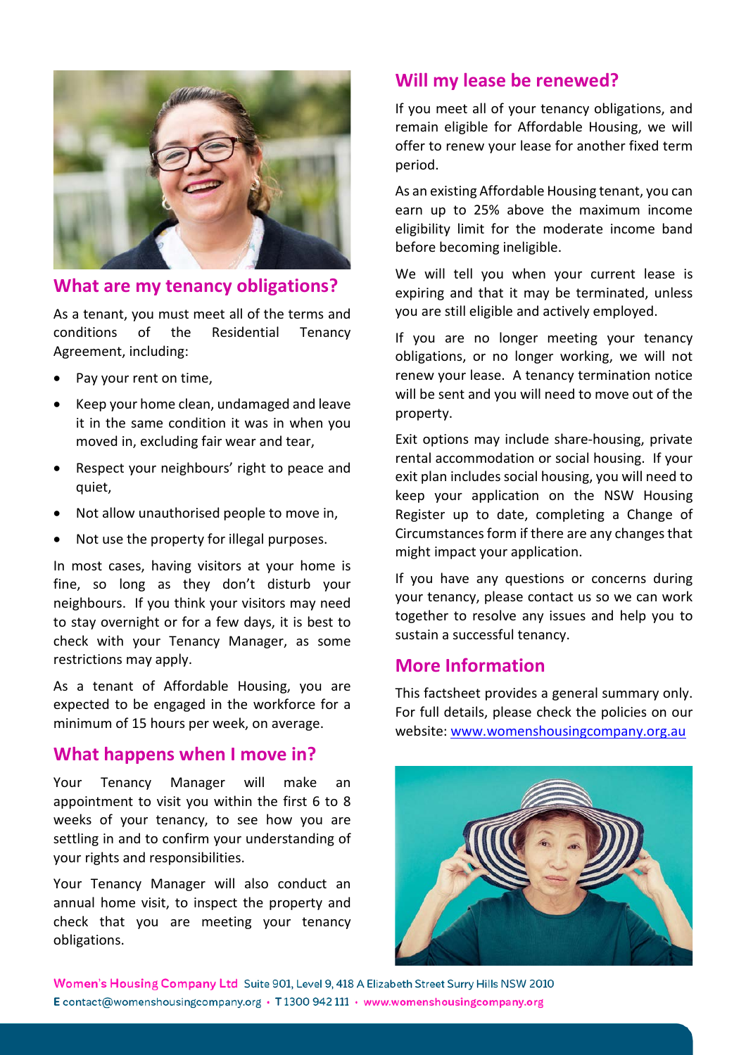## What are my tenancy obligations?

As a tenant, you must meet all of the terms and conditions of the Residential Tenancy Agreement, including:

- Pay your rent on time,
- Keep your home clean, undamaged and leave it in the same condition it was in when you moved in, excluding fair wear and tear,
- Respect your neighbours' right to peace and quiet,
- Not allow unauthorised people to move in,
- Not use the property for illegal purposes.

In most cases, having visitors at your home is fine, so long as they don't disturb your neighbours. If you think your visitors may need to stay overnight or for a few days, it is best to check with your Tenancy Manager, as some restrictions may apply.

As a tenant of Affordable Housing, you are expected to be engaged in the workforce for a minimum of 15 hours per week, on average.

## What happens when I move in?

Your Tenancy Manager will make an appointment to visit you within the first 6 to 8 weeks of your tenancy, to see how you are settling in and to confirm your understanding of your rights and responsibilities.

Your Tenancy Manager will also conduct an annual home visit, to inspect the property and check that you are meeting your tenancy obligations.

## Will my lease be renewed?

If you meet all of your tenancy obligations, and remain eligible for Affordable Housing, we will offer to renew your lease for another fixed term period.

As an existing Affordable Housing tenant, you can earn up to 25% above the maximum income eligibility limit for the moderate income band before becoming ineligible.

We will tell you when your current lease is expiring and that it may be terminated, unless you are still eligible and actively employed.

If you are no longer meeting your tenancy obligations, or no longer working, we will not renew your lease. A tenancy termination notice will be sent and you will need to move out of the property.

Exit options may include share-housing, private rental accommodation or social housing. If your exit plan includes social housing, you will need to keep your application on the NSW Housing Register up to date, completing a Change of Circumstances form if there are any changes that might impact your application.

If you have any questions or concerns during your tenancy, please contact us so we can work together to resolve any issues and help you to sustain a successful tenancy.

## More Information

This factsheet provides a general summary only. For full details, please check the policies on our website: www.womenshousingcompany.org.au

**Women's Housing Company Ltd** Suite 901, Level 9, 418 A Elizabeth Street Surry Hills NSW 2010
E contact@womenshousingcompany.org • T 1300 942 111 • www.womenshousingcompany.org